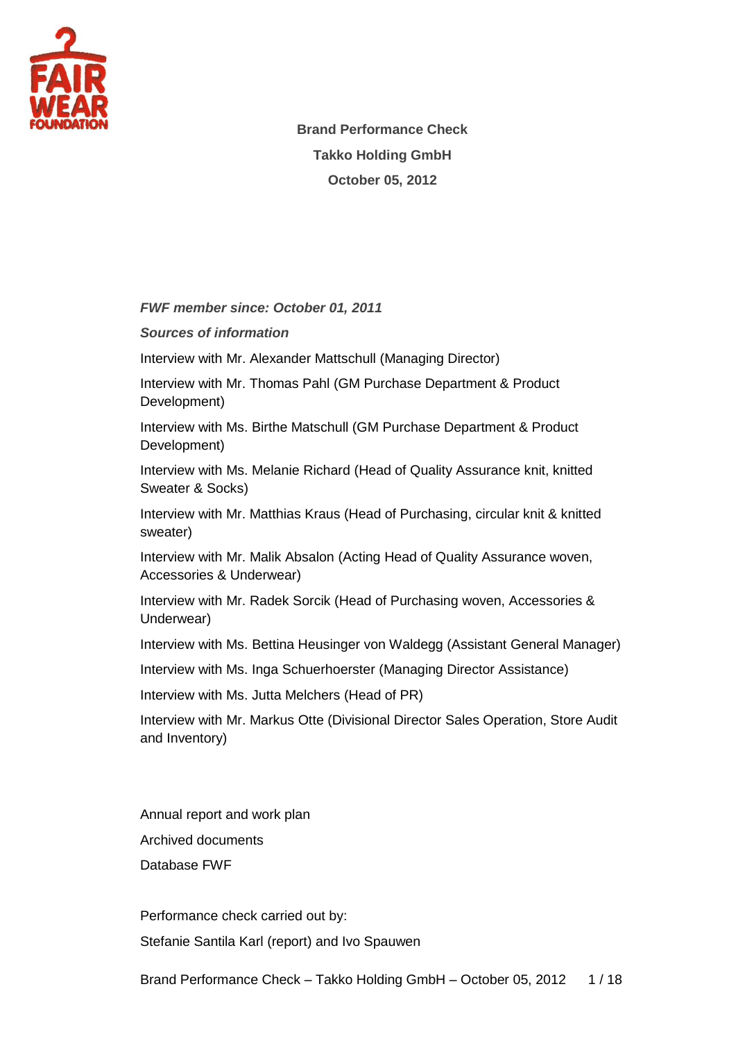**Brand Performance Check**

**Takko Holding GmbH**

**October 05, 2012**

***FWF member since: October 01, 2011***

***Sources of information***

Interview with Mr. Alexander Mattschull (Managing Director)

Interview with Mr. Thomas Pahl (GM Purchase Department & Product Development)

Interview with Ms. Birthe Matschull (GM Purchase Department & Product Development)

Interview with Ms. Melanie Richard (Head of Quality Assurance knit, knitted Sweater & Socks)

Interview with Mr. Matthias Kraus (Head of Purchasing, circular knit & knitted sweater)

Interview with Mr. Malik Absalon (Acting Head of Quality Assurance woven, Accessories & Underwear)

Interview with Mr. Radek Sorcik (Head of Purchasing woven, Accessories & Underwear)

Interview with Ms. Bettina Heusinger von Waldegg (Assistant General Manager)

Interview with Ms. Inga Schuerhoerster (Managing Director Assistance)

Interview with Ms. Jutta Melchers (Head of PR)

Interview with Mr. Markus Otte (Divisional Director Sales Operation, Store Audit and Inventory)

Annual report and work plan

Archived documents

Database FWF

Performance check carried out by:

Stefanie Santila Karl (report) and Ivo Spauwen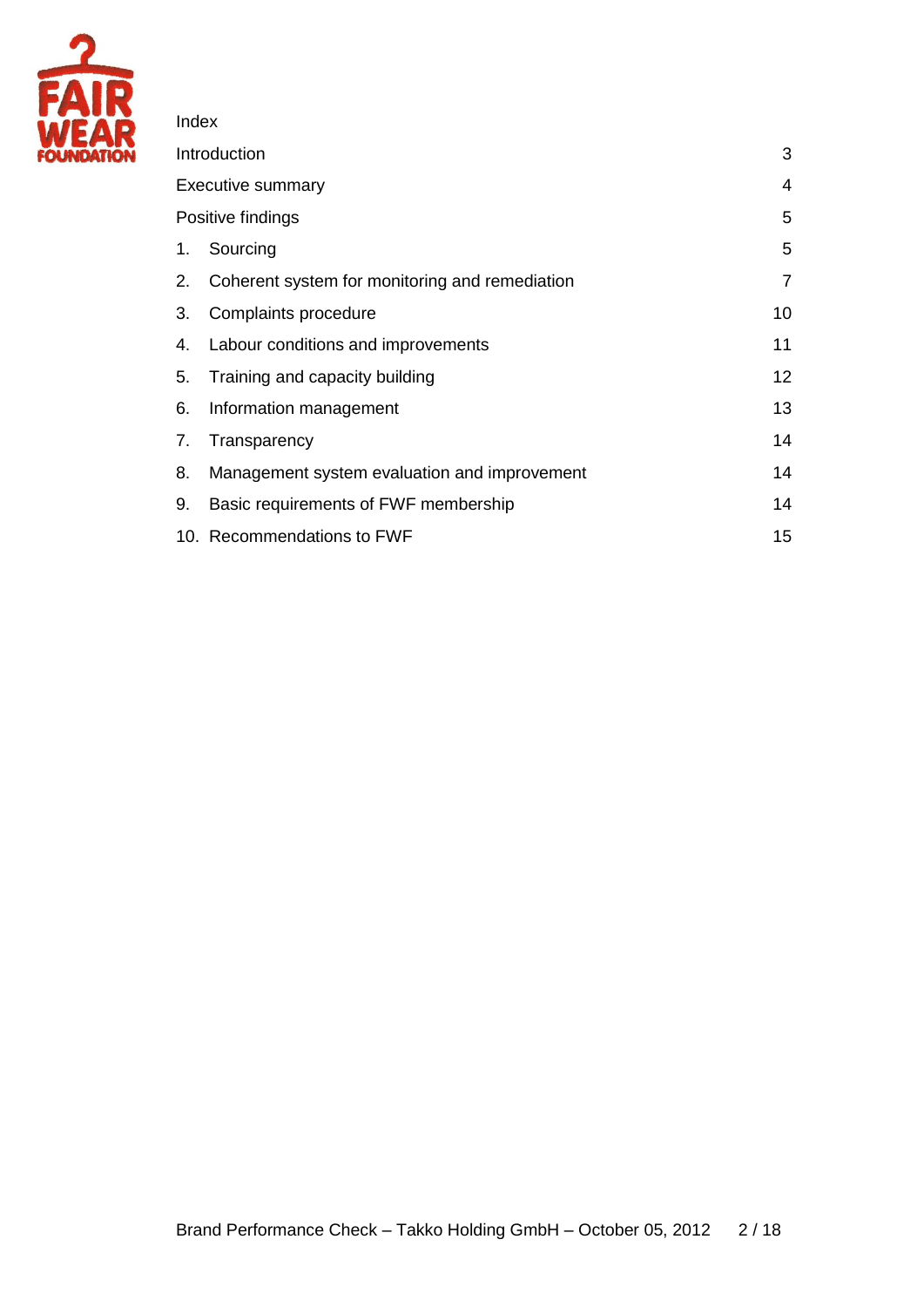# Index

| | |
|---|---|
| Introduction | 3 |
| Executive summary | 4 |
| Positive findings | 5 |
| 1. Sourcing | 5 |
| 2. Coherent system for monitoring and remediation | 7 |
| 3. Complaints procedure | 10 |
| 4. Labour conditions and improvements | 11 |
| 5. Training and capacity building | 12 |
| 6. Information management | 13 |
| 7. Transparency | 14 |
| 8. Management system evaluation and improvement | 14 |
| 9. Basic requirements of FWF membership | 14 |
| 10. Recommendations to FWF | 15 |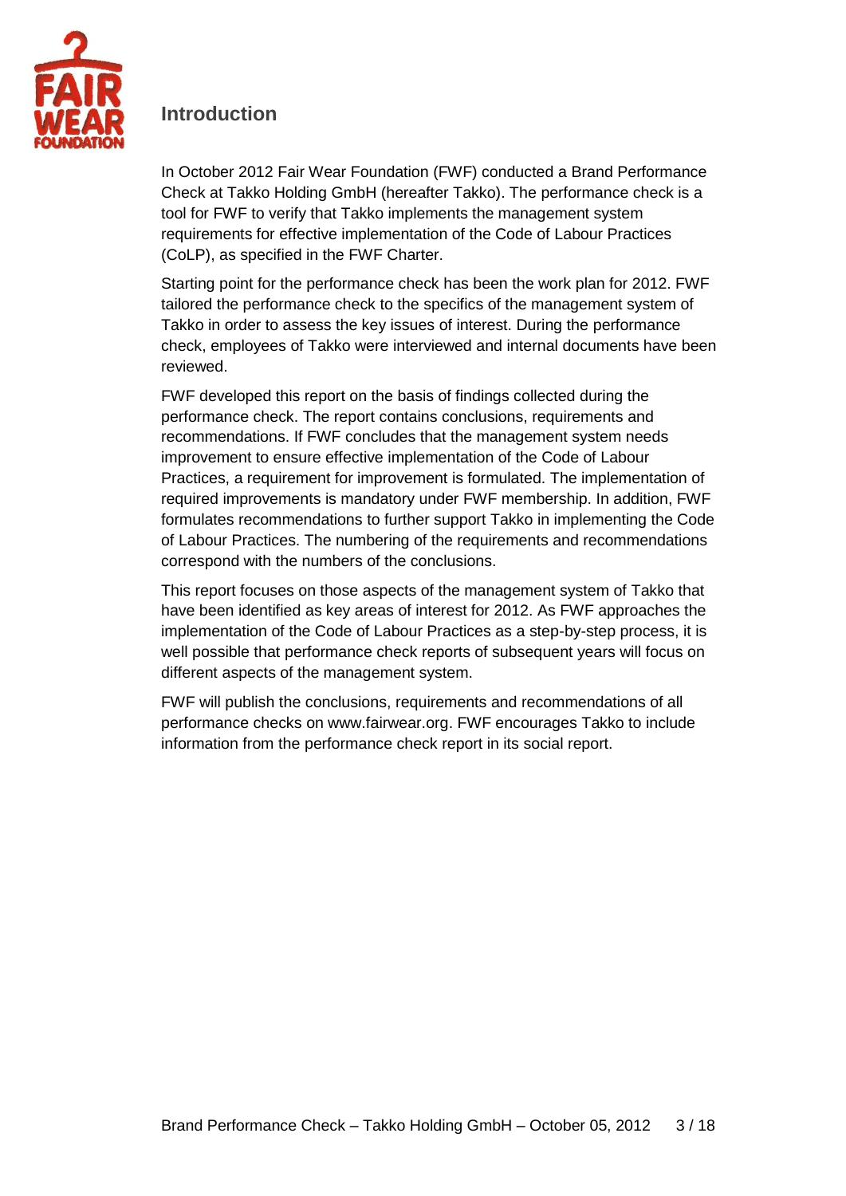## Introduction

In October 2012 Fair Wear Foundation (FWF) conducted a Brand Performance Check at Takko Holding GmbH (hereafter Takko). The performance check is a tool for FWF to verify that Takko implements the management system requirements for effective implementation of the Code of Labour Practices (CoLP), as specified in the FWF Charter.

Starting point for the performance check has been the work plan for 2012. FWF tailored the performance check to the specifics of the management system of Takko in order to assess the key issues of interest. During the performance check, employees of Takko were interviewed and internal documents have been reviewed.

FWF developed this report on the basis of findings collected during the performance check. The report contains conclusions, requirements and recommendations. If FWF concludes that the management system needs improvement to ensure effective implementation of the Code of Labour Practices, a requirement for improvement is formulated. The implementation of required improvements is mandatory under FWF membership. In addition, FWF formulates recommendations to further support Takko in implementing the Code of Labour Practices. The numbering of the requirements and recommendations correspond with the numbers of the conclusions.

This report focuses on those aspects of the management system of Takko that have been identified as key areas of interest for 2012. As FWF approaches the implementation of the Code of Labour Practices as a step-by-step process, it is well possible that performance check reports of subsequent years will focus on different aspects of the management system.

FWF will publish the conclusions, requirements and recommendations of all performance checks on www.fairwear.org. FWF encourages Takko to include information from the performance check report in its social report.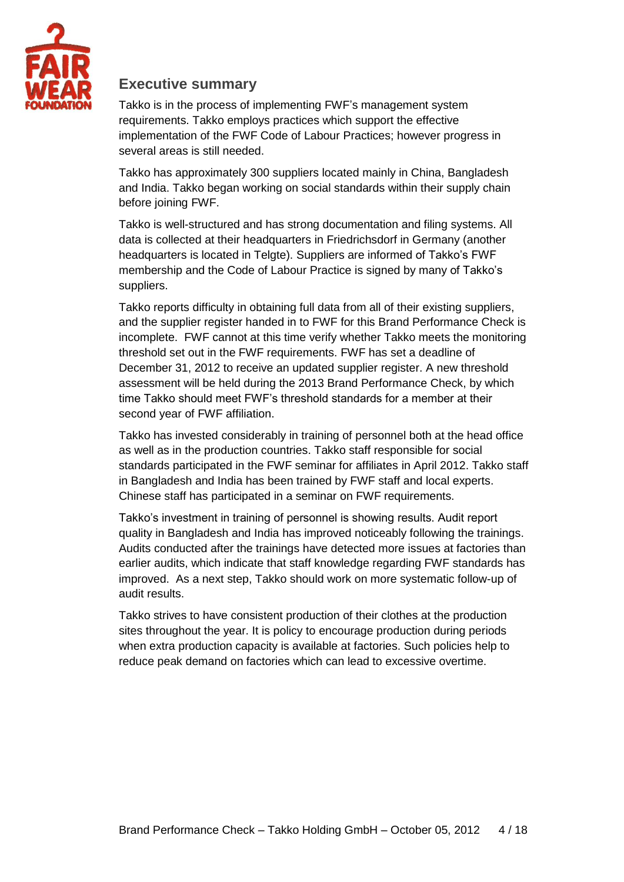## Executive summary

Takko is in the process of implementing FWF's management system requirements. Takko employs practices which support the effective implementation of the FWF Code of Labour Practices; however progress in several areas is still needed.

Takko has approximately 300 suppliers located mainly in China, Bangladesh and India. Takko began working on social standards within their supply chain before joining FWF.

Takko is well-structured and has strong documentation and filing systems. All data is collected at their headquarters in Friedrichsdorf in Germany (another headquarters is located in Telgte). Suppliers are informed of Takko's FWF membership and the Code of Labour Practice is signed by many of Takko's suppliers.

Takko reports difficulty in obtaining full data from all of their existing suppliers, and the supplier register handed in to FWF for this Brand Performance Check is incomplete. FWF cannot at this time verify whether Takko meets the monitoring threshold set out in the FWF requirements. FWF has set a deadline of December 31, 2012 to receive an updated supplier register. A new threshold assessment will be held during the 2013 Brand Performance Check, by which time Takko should meet FWF's threshold standards for a member at their second year of FWF affiliation.

Takko has invested considerably in training of personnel both at the head office as well as in the production countries. Takko staff responsible for social standards participated in the FWF seminar for affiliates in April 2012. Takko staff in Bangladesh and India has been trained by FWF staff and local experts. Chinese staff has participated in a seminar on FWF requirements.

Takko's investment in training of personnel is showing results. Audit report quality in Bangladesh and India has improved noticeably following the trainings. Audits conducted after the trainings have detected more issues at factories than earlier audits, which indicate that staff knowledge regarding FWF standards has improved. As a next step, Takko should work on more systematic follow-up of audit results.

Takko strives to have consistent production of their clothes at the production sites throughout the year. It is policy to encourage production during periods when extra production capacity is available at factories. Such policies help to reduce peak demand on factories which can lead to excessive overtime.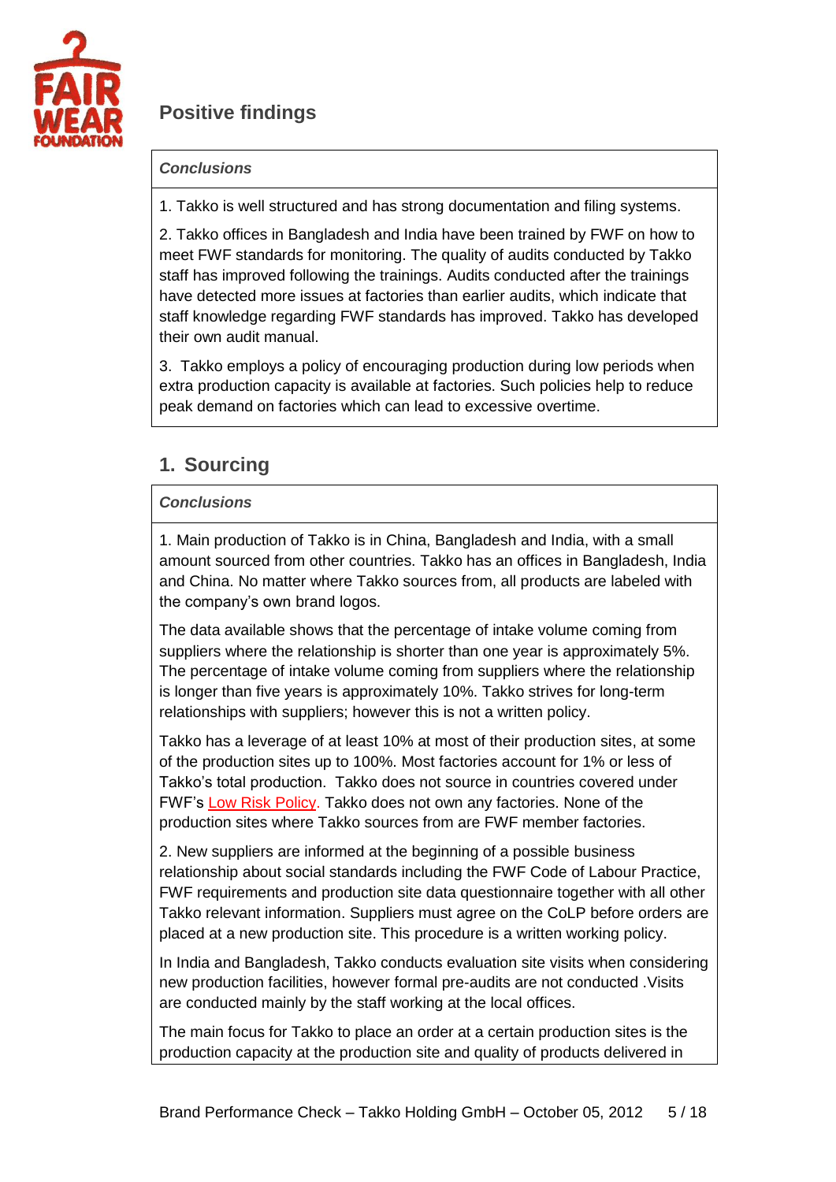## Positive findings

***Conclusions***

1. Takko is well structured and has strong documentation and filing systems.

2. Takko offices in Bangladesh and India have been trained by FWF on how to meet FWF standards for monitoring. The quality of audits conducted by Takko staff has improved following the trainings. Audits conducted after the trainings have detected more issues at factories than earlier audits, which indicate that staff knowledge regarding FWF standards has improved. Takko has developed their own audit manual.

3. Takko employs a policy of encouraging production during low periods when extra production capacity is available at factories. Such policies help to reduce peak demand on factories which can lead to excessive overtime.

## 1. Sourcing

***Conclusions***

1. Main production of Takko is in China, Bangladesh and India, with a small amount sourced from other countries. Takko has an offices in Bangladesh, India and China. No matter where Takko sources from, all products are labeled with the company's own brand logos.

The data available shows that the percentage of intake volume coming from suppliers where the relationship is shorter than one year is approximately 5%. The percentage of intake volume coming from suppliers where the relationship is longer than five years is approximately 10%. Takko strives for long-term relationships with suppliers; however this is not a written policy.

Takko has a leverage of at least 10% at most of their production sites, at some of the production sites up to 100%. Most factories account for 1% or less of Takko's total production. Takko does not source in countries covered under FWF's Low Risk Policy. Takko does not own any factories. None of the production sites where Takko sources from are FWF member factories.

2. New suppliers are informed at the beginning of a possible business relationship about social standards including the FWF Code of Labour Practice, FWF requirements and production site data questionnaire together with all other Takko relevant information. Suppliers must agree on the CoLP before orders are placed at a new production site. This procedure is a written working policy.

In India and Bangladesh, Takko conducts evaluation site visits when considering new production facilities, however formal pre-audits are not conducted .Visits are conducted mainly by the staff working at the local offices.

The main focus for Takko to place an order at a certain production sites is the production capacity at the production site and quality of products delivered in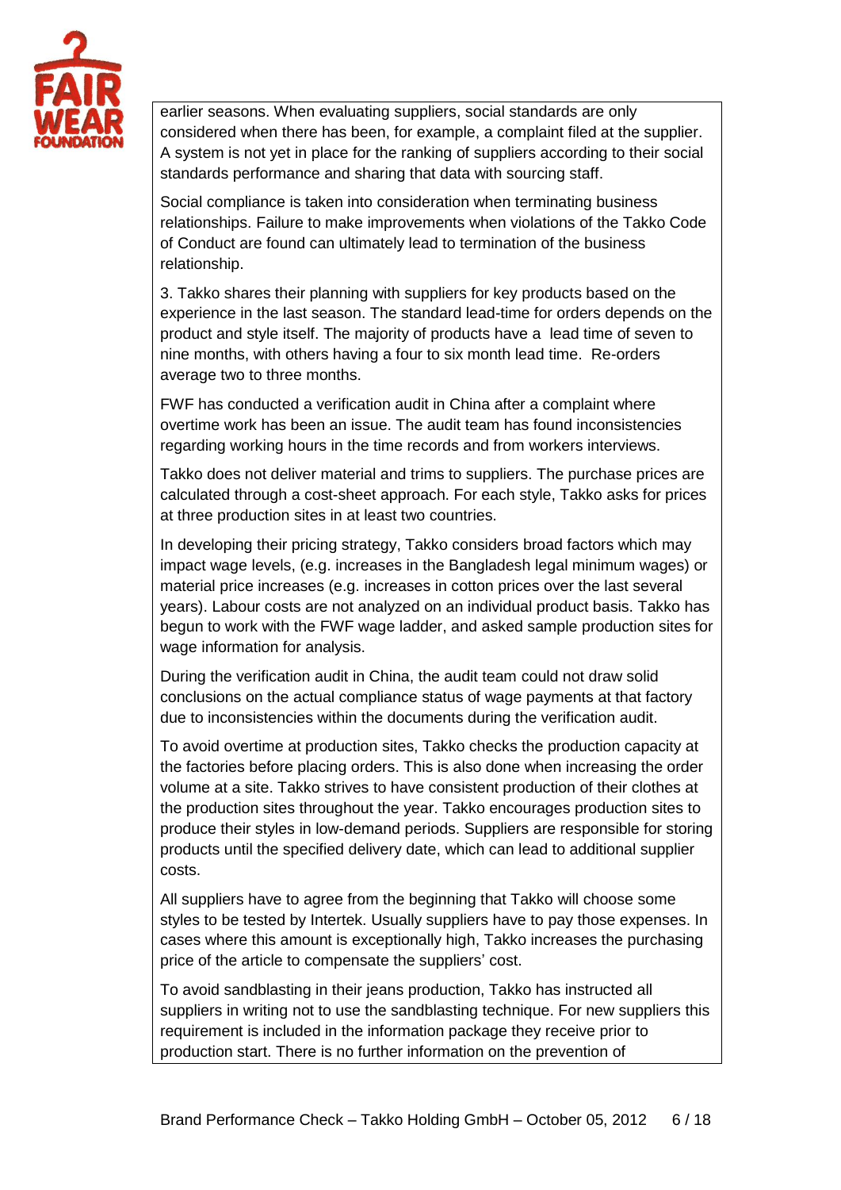earlier seasons. When evaluating suppliers, social standards are only considered when there has been, for example, a complaint filed at the supplier. A system is not yet in place for the ranking of suppliers according to their social standards performance and sharing that data with sourcing staff.

Social compliance is taken into consideration when terminating business relationships. Failure to make improvements when violations of the Takko Code of Conduct are found can ultimately lead to termination of the business relationship.

3. Takko shares their planning with suppliers for key products based on the experience in the last season. The standard lead-time for orders depends on the product and style itself. The majority of products have a lead time of seven to nine months, with others having a four to six month lead time. Re-orders average two to three months.

FWF has conducted a verification audit in China after a complaint where overtime work has been an issue. The audit team has found inconsistencies regarding working hours in the time records and from workers interviews.

Takko does not deliver material and trims to suppliers. The purchase prices are calculated through a cost-sheet approach. For each style, Takko asks for prices at three production sites in at least two countries.

In developing their pricing strategy, Takko considers broad factors which may impact wage levels, (e.g. increases in the Bangladesh legal minimum wages) or material price increases (e.g. increases in cotton prices over the last several years). Labour costs are not analyzed on an individual product basis. Takko has begun to work with the FWF wage ladder, and asked sample production sites for wage information for analysis.

During the verification audit in China, the audit team could not draw solid conclusions on the actual compliance status of wage payments at that factory due to inconsistencies within the documents during the verification audit.

To avoid overtime at production sites, Takko checks the production capacity at the factories before placing orders. This is also done when increasing the order volume at a site. Takko strives to have consistent production of their clothes at the production sites throughout the year. Takko encourages production sites to produce their styles in low-demand periods. Suppliers are responsible for storing products until the specified delivery date, which can lead to additional supplier costs.

All suppliers have to agree from the beginning that Takko will choose some styles to be tested by Intertek. Usually suppliers have to pay those expenses. In cases where this amount is exceptionally high, Takko increases the purchasing price of the article to compensate the suppliers' cost.

To avoid sandblasting in their jeans production, Takko has instructed all suppliers in writing not to use the sandblasting technique. For new suppliers this requirement is included in the information package they receive prior to production start. There is no further information on the prevention of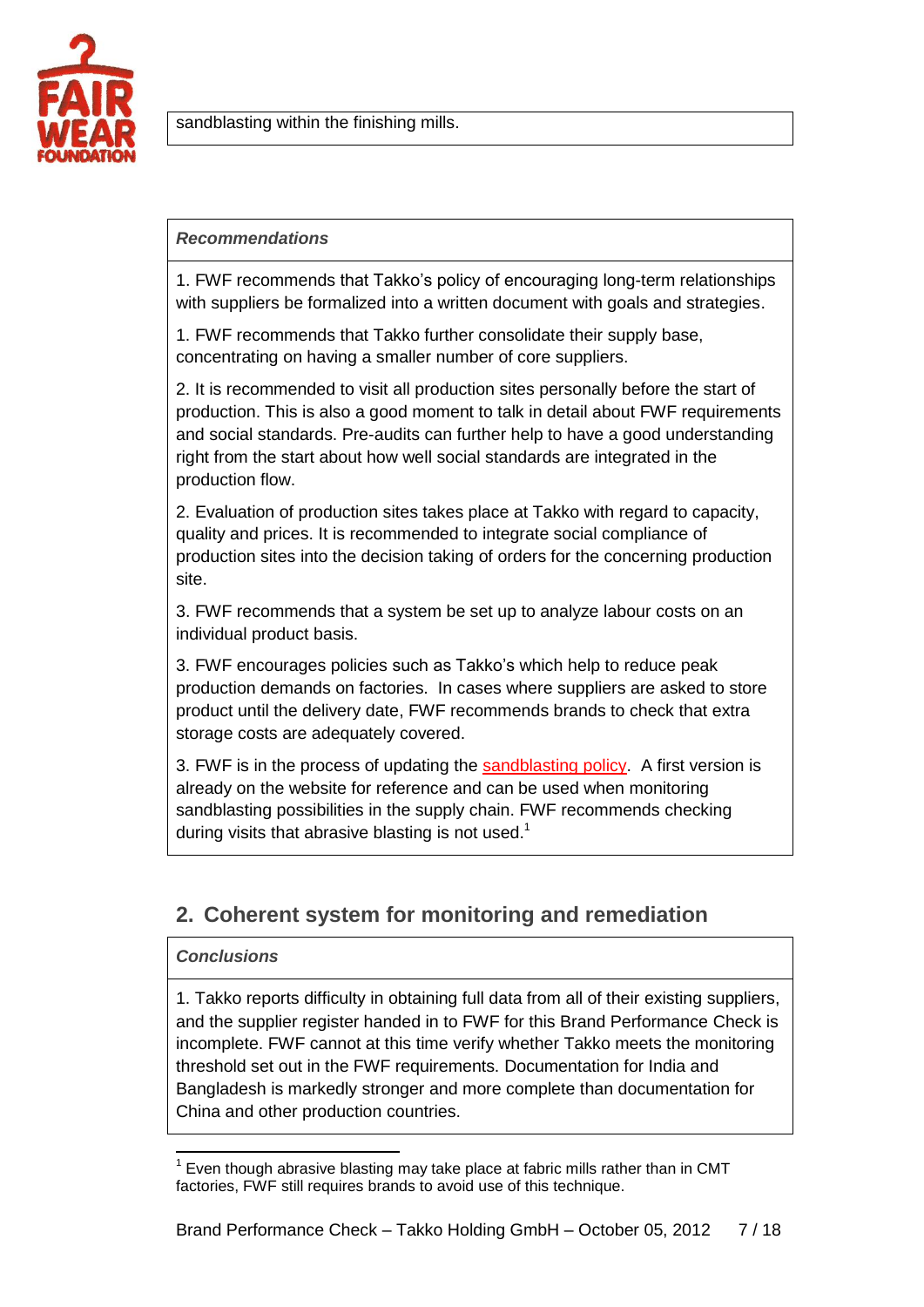sandblasting within the finishing mills.

***Recommendations***

1. FWF recommends that Takko's policy of encouraging long-term relationships with suppliers be formalized into a written document with goals and strategies.

1. FWF recommends that Takko further consolidate their supply base, concentrating on having a smaller number of core suppliers.

2. It is recommended to visit all production sites personally before the start of production. This is also a good moment to talk in detail about FWF requirements and social standards. Pre-audits can further help to have a good understanding right from the start about how well social standards are integrated in the production flow.

2. Evaluation of production sites takes place at Takko with regard to capacity, quality and prices. It is recommended to integrate social compliance of production sites into the decision taking of orders for the concerning production site.

3. FWF recommends that a system be set up to analyze labour costs on an individual product basis.

3. FWF encourages policies such as Takko's which help to reduce peak production demands on factories. In cases where suppliers are asked to store product until the delivery date, FWF recommends brands to check that extra storage costs are adequately covered.

3. FWF is in the process of updating the sandblasting policy. A first version is already on the website for reference and can be used when monitoring sandblasting possibilities in the supply chain. FWF recommends checking during visits that abrasive blasting is not used.[1]

## 2. Coherent system for monitoring and remediation

***Conclusions***

1. Takko reports difficulty in obtaining full data from all of their existing suppliers, and the supplier register handed in to FWF for this Brand Performance Check is incomplete. FWF cannot at this time verify whether Takko meets the monitoring threshold set out in the FWF requirements. Documentation for India and Bangladesh is markedly stronger and more complete than documentation for China and other production countries.

[1] Even though abrasive blasting may take place at fabric mills rather than in CMT factories, FWF still requires brands to avoid use of this technique.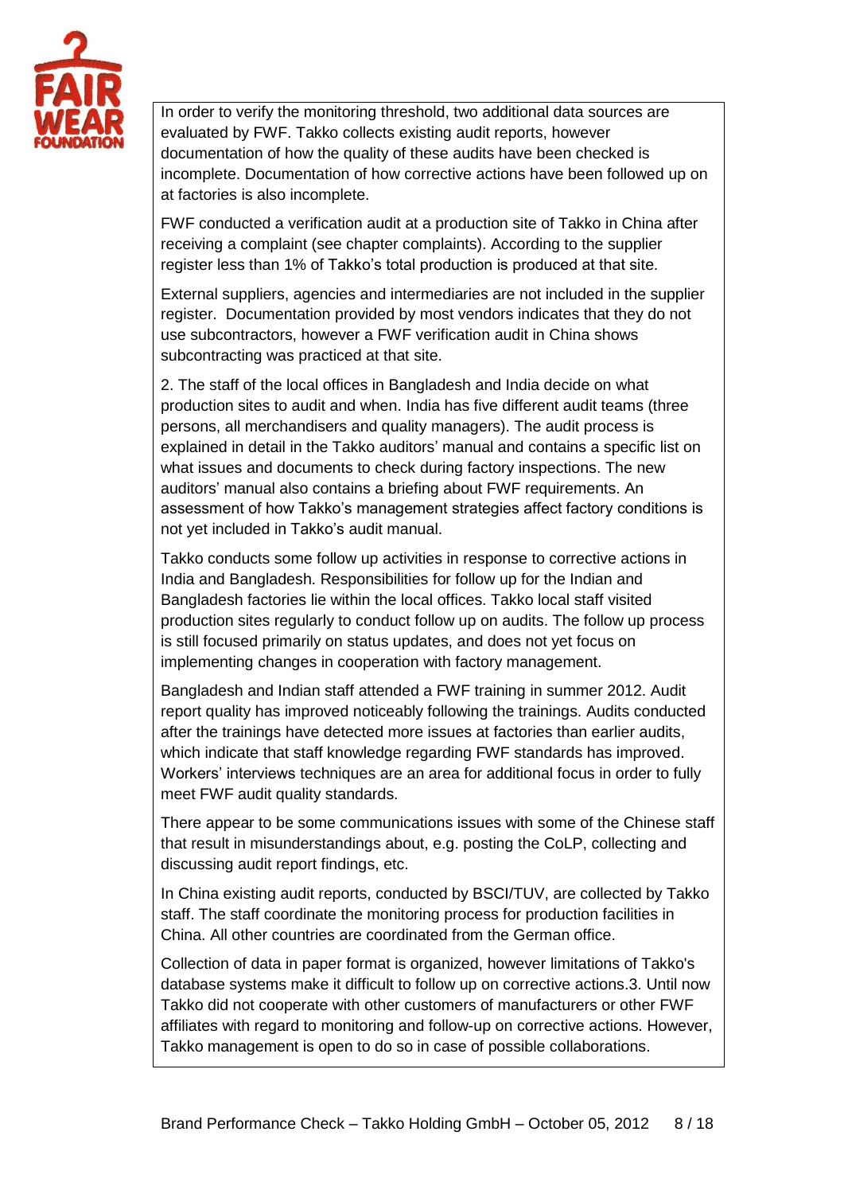In order to verify the monitoring threshold, two additional data sources are evaluated by FWF. Takko collects existing audit reports, however documentation of how the quality of these audits have been checked is incomplete. Documentation of how corrective actions have been followed up on at factories is also incomplete.

FWF conducted a verification audit at a production site of Takko in China after receiving a complaint (see chapter complaints). According to the supplier register less than 1% of Takko's total production is produced at that site.

External suppliers, agencies and intermediaries are not included in the supplier register. Documentation provided by most vendors indicates that they do not use subcontractors, however a FWF verification audit in China shows subcontracting was practiced at that site.

2. The staff of the local offices in Bangladesh and India decide on what production sites to audit and when. India has five different audit teams (three persons, all merchandisers and quality managers). The audit process is explained in detail in the Takko auditors' manual and contains a specific list on what issues and documents to check during factory inspections. The new auditors' manual also contains a briefing about FWF requirements. An assessment of how Takko's management strategies affect factory conditions is not yet included in Takko's audit manual.

Takko conducts some follow up activities in response to corrective actions in India and Bangladesh. Responsibilities for follow up for the Indian and Bangladesh factories lie within the local offices. Takko local staff visited production sites regularly to conduct follow up on audits. The follow up process is still focused primarily on status updates, and does not yet focus on implementing changes in cooperation with factory management.

Bangladesh and Indian staff attended a FWF training in summer 2012. Audit report quality has improved noticeably following the trainings. Audits conducted after the trainings have detected more issues at factories than earlier audits, which indicate that staff knowledge regarding FWF standards has improved. Workers' interviews techniques are an area for additional focus in order to fully meet FWF audit quality standards.

There appear to be some communications issues with some of the Chinese staff that result in misunderstandings about, e.g. posting the CoLP, collecting and discussing audit report findings, etc.

In China existing audit reports, conducted by BSCI/TUV, are collected by Takko staff. The staff coordinate the monitoring process for production facilities in China. All other countries are coordinated from the German office.

Collection of data in paper format is organized, however limitations of Takko's database systems make it difficult to follow up on corrective actions.3. Until now Takko did not cooperate with other customers of manufacturers or other FWF affiliates with regard to monitoring and follow-up on corrective actions. However, Takko management is open to do so in case of possible collaborations.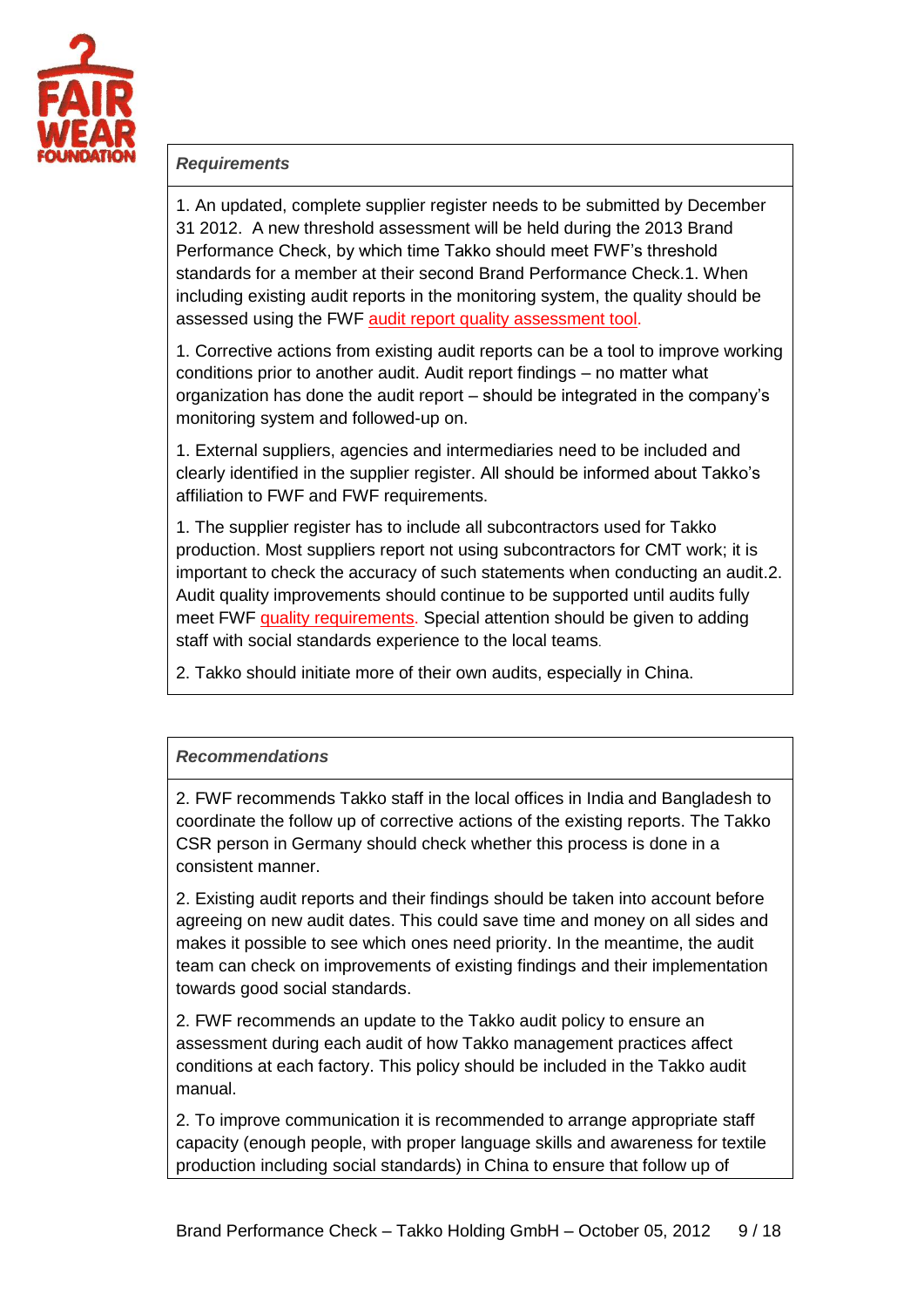***Requirements***

1. An updated, complete supplier register needs to be submitted by December 31 2012.  A new threshold assessment will be held during the 2013 Brand Performance Check, by which time Takko should meet FWF's threshold standards for a member at their second Brand Performance Check.1. When including existing audit reports in the monitoring system, the quality should be assessed using the FWF audit report quality assessment tool.

1. Corrective actions from existing audit reports can be a tool to improve working conditions prior to another audit. Audit report findings – no matter what organization has done the audit report – should be integrated in the company's monitoring system and followed-up on.

1. External suppliers, agencies and intermediaries need to be included and clearly identified in the supplier register. All should be informed about Takko's affiliation to FWF and FWF requirements.

1. The supplier register has to include all subcontractors used for Takko production. Most suppliers report not using subcontractors for CMT work; it is important to check the accuracy of such statements when conducting an audit.2. Audit quality improvements should continue to be supported until audits fully meet FWF quality requirements. Special attention should be given to adding staff with social standards experience to the local teams.

2. Takko should initiate more of their own audits, especially in China.

***Recommendations***

2. FWF recommends Takko staff in the local offices in India and Bangladesh to coordinate the follow up of corrective actions of the existing reports. The Takko CSR person in Germany should check whether this process is done in a consistent manner.

2. Existing audit reports and their findings should be taken into account before agreeing on new audit dates. This could save time and money on all sides and makes it possible to see which ones need priority. In the meantime, the audit team can check on improvements of existing findings and their implementation towards good social standards.

2. FWF recommends an update to the Takko audit policy to ensure an assessment during each audit of how Takko management practices affect conditions at each factory. This policy should be included in the Takko audit manual.

2. To improve communication it is recommended to arrange appropriate staff capacity (enough people, with proper language skills and awareness for textile production including social standards) in China to ensure that follow up of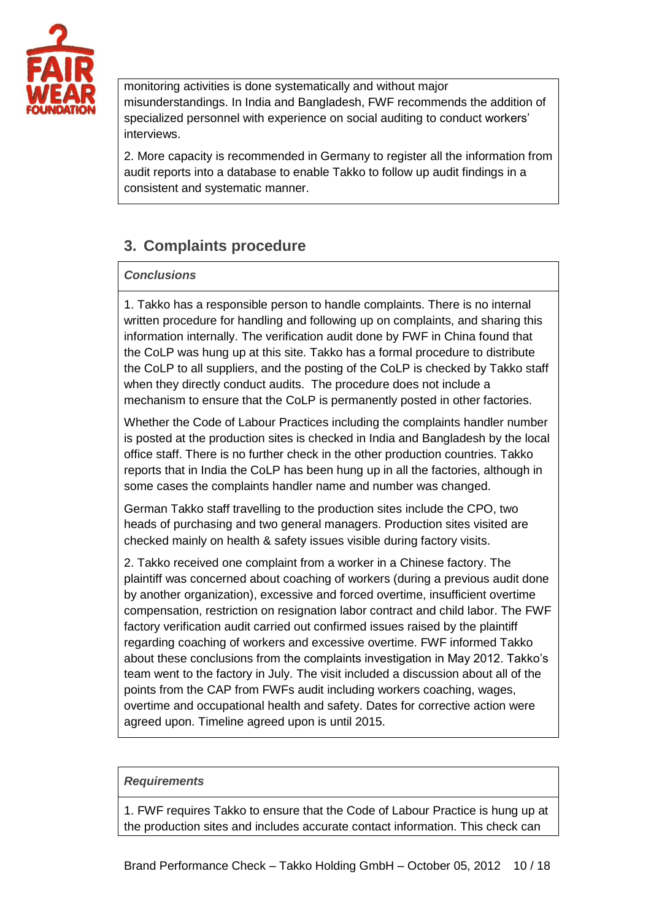monitoring activities is done systematically and without major misunderstandings. In India and Bangladesh, FWF recommends the addition of specialized personnel with experience on social auditing to conduct workers' interviews.

2. More capacity is recommended in Germany to register all the information from audit reports into a database to enable Takko to follow up audit findings in a consistent and systematic manner.

## 3. Complaints procedure

***Conclusions***

1. Takko has a responsible person to handle complaints. There is no internal written procedure for handling and following up on complaints, and sharing this information internally. The verification audit done by FWF in China found that the CoLP was hung up at this site. Takko has a formal procedure to distribute the CoLP to all suppliers, and the posting of the CoLP is checked by Takko staff when they directly conduct audits. The procedure does not include a mechanism to ensure that the CoLP is permanently posted in other factories.

Whether the Code of Labour Practices including the complaints handler number is posted at the production sites is checked in India and Bangladesh by the local office staff. There is no further check in the other production countries. Takko reports that in India the CoLP has been hung up in all the factories, although in some cases the complaints handler name and number was changed.

German Takko staff travelling to the production sites include the CPO, two heads of purchasing and two general managers. Production sites visited are checked mainly on health & safety issues visible during factory visits.

2. Takko received one complaint from a worker in a Chinese factory. The plaintiff was concerned about coaching of workers (during a previous audit done by another organization), excessive and forced overtime, insufficient overtime compensation, restriction on resignation labor contract and child labor. The FWF factory verification audit carried out confirmed issues raised by the plaintiff regarding coaching of workers and excessive overtime. FWF informed Takko about these conclusions from the complaints investigation in May 2012. Takko's team went to the factory in July. The visit included a discussion about all of the points from the CAP from FWFs audit including workers coaching, wages, overtime and occupational health and safety. Dates for corrective action were agreed upon. Timeline agreed upon is until 2015.

***Requirements***

1. FWF requires Takko to ensure that the Code of Labour Practice is hung up at the production sites and includes accurate contact information. This check can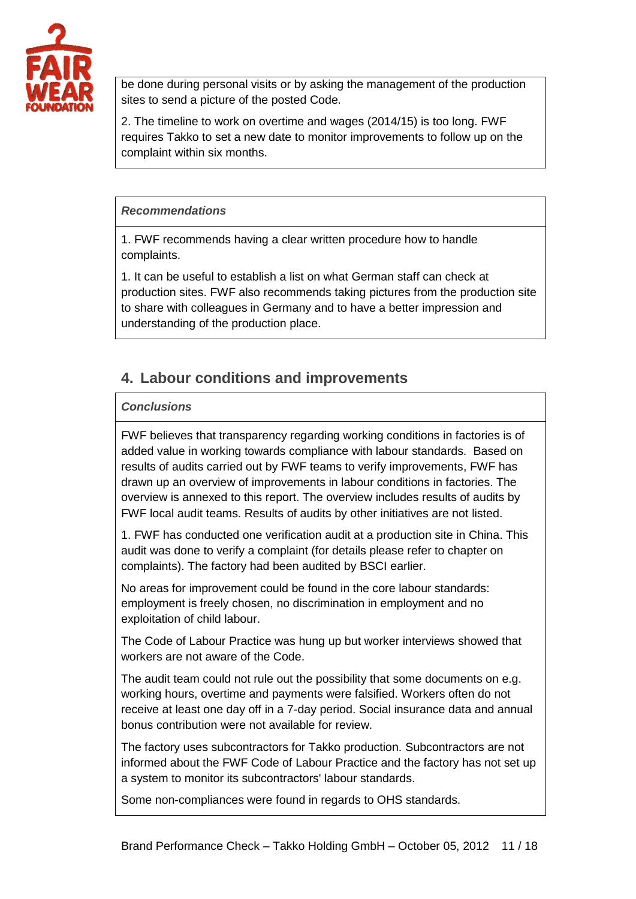be done during personal visits or by asking the management of the production sites to send a picture of the posted Code.

2. The timeline to work on overtime and wages (2014/15) is too long. FWF requires Takko to set a new date to monitor improvements to follow up on the complaint within six months.

***Recommendations***

1. FWF recommends having a clear written procedure how to handle complaints.

1. It can be useful to establish a list on what German staff can check at production sites. FWF also recommends taking pictures from the production site to share with colleagues in Germany and to have a better impression and understanding of the production place.

## 4. Labour conditions and improvements

***Conclusions***

FWF believes that transparency regarding working conditions in factories is of added value in working towards compliance with labour standards. Based on results of audits carried out by FWF teams to verify improvements, FWF has drawn up an overview of improvements in labour conditions in factories. The overview is annexed to this report. The overview includes results of audits by FWF local audit teams. Results of audits by other initiatives are not listed.

1. FWF has conducted one verification audit at a production site in China. This audit was done to verify a complaint (for details please refer to chapter on complaints). The factory had been audited by BSCI earlier.

No areas for improvement could be found in the core labour standards: employment is freely chosen, no discrimination in employment and no exploitation of child labour.

The Code of Labour Practice was hung up but worker interviews showed that workers are not aware of the Code.

The audit team could not rule out the possibility that some documents on e.g. working hours, overtime and payments were falsified. Workers often do not receive at least one day off in a 7-day period. Social insurance data and annual bonus contribution were not available for review.

The factory uses subcontractors for Takko production. Subcontractors are not informed about the FWF Code of Labour Practice and the factory has not set up a system to monitor its subcontractors' labour standards.

Some non-compliances were found in regards to OHS standards.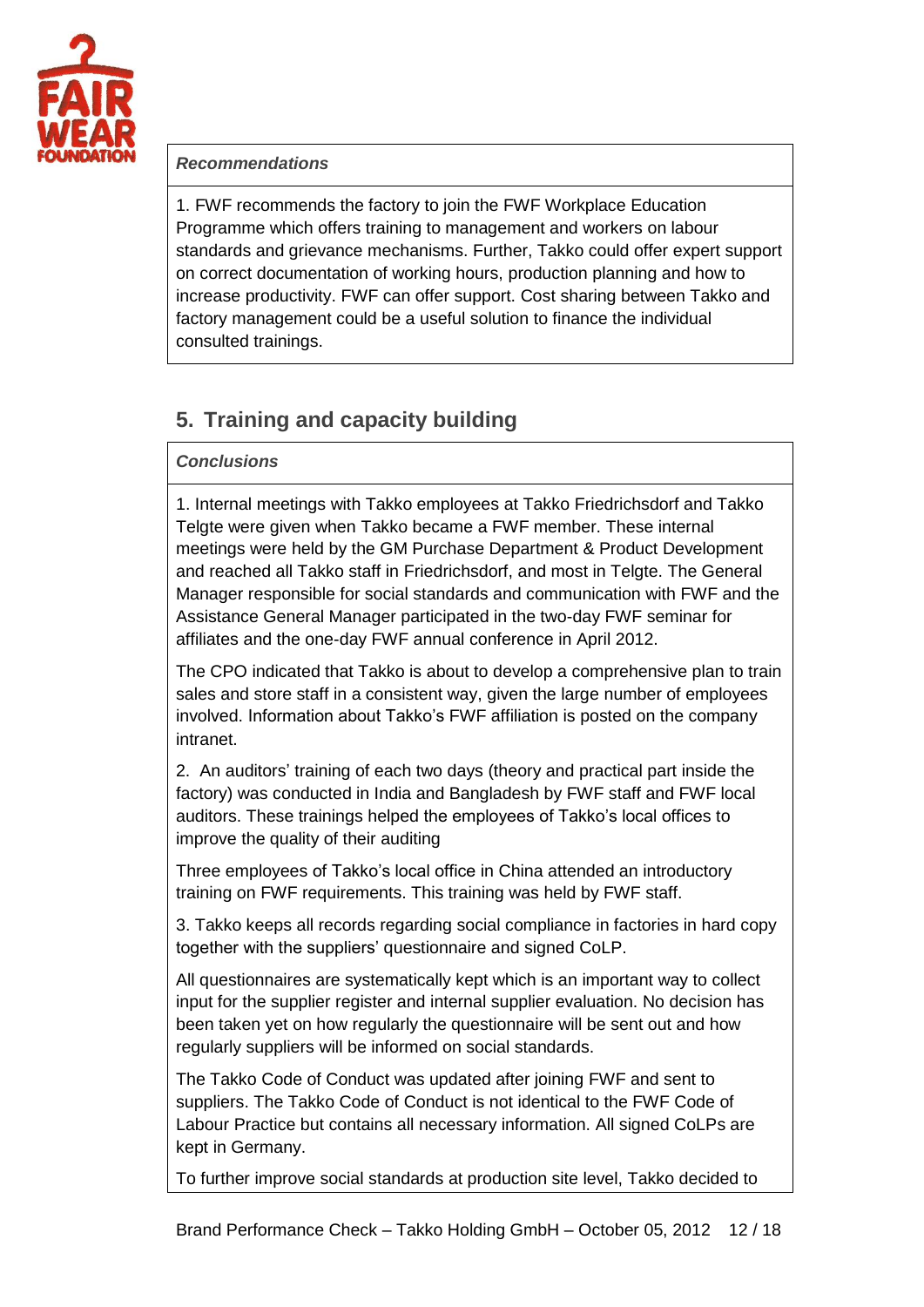*Recommendations*

1. FWF recommends the factory to join the FWF Workplace Education Programme which offers training to management and workers on labour standards and grievance mechanisms. Further, Takko could offer expert support on correct documentation of working hours, production planning and how to increase productivity. FWF can offer support. Cost sharing between Takko and factory management could be a useful solution to finance the individual consulted trainings.

## 5. Training and capacity building

*Conclusions*

1. Internal meetings with Takko employees at Takko Friedrichsdorf and Takko Telgte were given when Takko became a FWF member. These internal meetings were held by the GM Purchase Department & Product Development and reached all Takko staff in Friedrichsdorf, and most in Telgte. The General Manager responsible for social standards and communication with FWF and the Assistance General Manager participated in the two-day FWF seminar for affiliates and the one-day FWF annual conference in April 2012.

The CPO indicated that Takko is about to develop a comprehensive plan to train sales and store staff in a consistent way, given the large number of employees involved. Information about Takko's FWF affiliation is posted on the company intranet.

2. An auditors' training of each two days (theory and practical part inside the factory) was conducted in India and Bangladesh by FWF staff and FWF local auditors. These trainings helped the employees of Takko's local offices to improve the quality of their auditing

Three employees of Takko's local office in China attended an introductory training on FWF requirements. This training was held by FWF staff.

3. Takko keeps all records regarding social compliance in factories in hard copy together with the suppliers' questionnaire and signed CoLP.

All questionnaires are systematically kept which is an important way to collect input for the supplier register and internal supplier evaluation. No decision has been taken yet on how regularly the questionnaire will be sent out and how regularly suppliers will be informed on social standards.

The Takko Code of Conduct was updated after joining FWF and sent to suppliers. The Takko Code of Conduct is not identical to the FWF Code of Labour Practice but contains all necessary information. All signed CoLPs are kept in Germany.

To further improve social standards at production site level, Takko decided to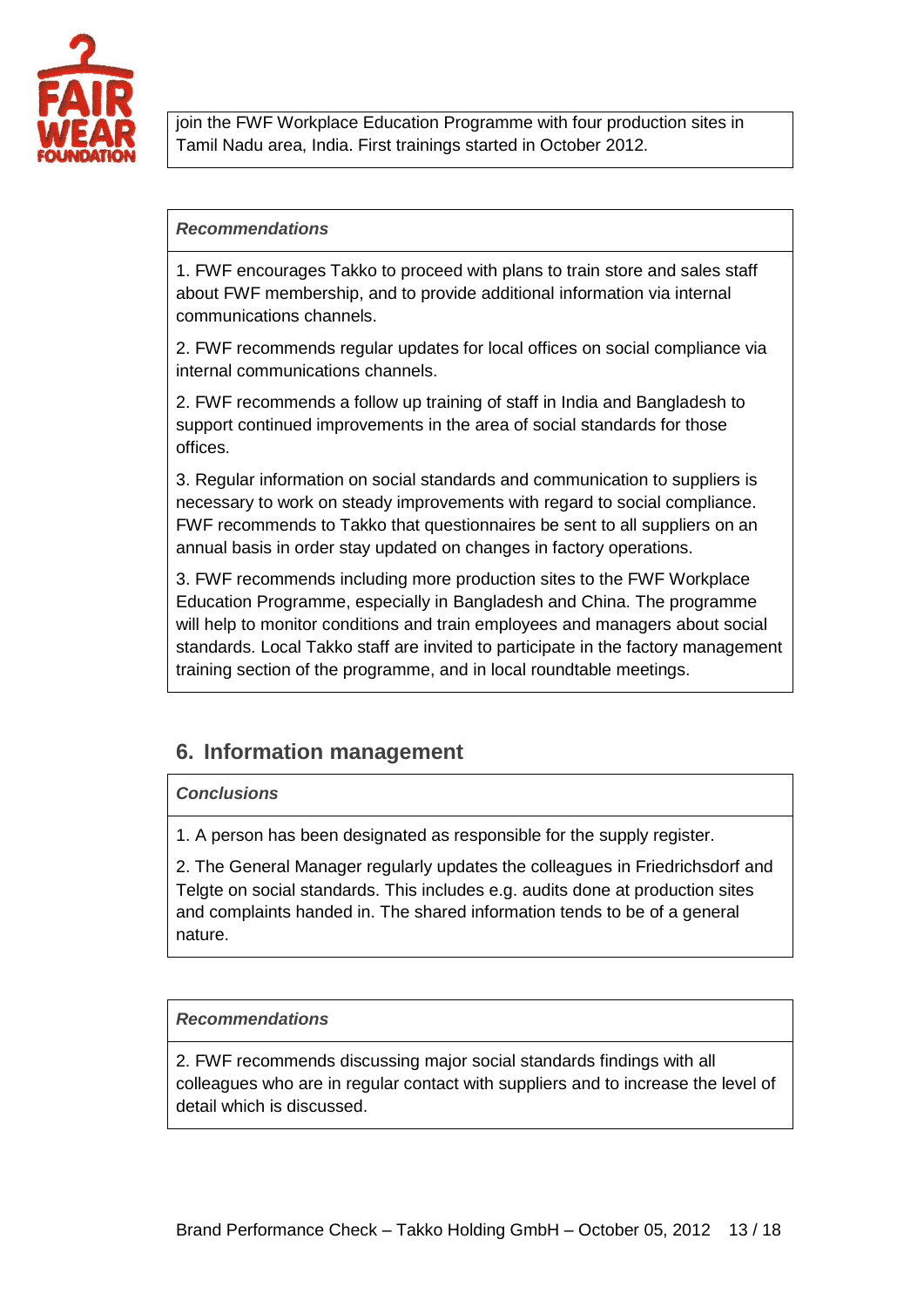join the FWF Workplace Education Programme with four production sites in Tamil Nadu area, India. First trainings started in October 2012.

***Recommendations***

1. FWF encourages Takko to proceed with plans to train store and sales staff about FWF membership, and to provide additional information via internal communications channels.

2. FWF recommends regular updates for local offices on social compliance via internal communications channels.

2. FWF recommends a follow up training of staff in India and Bangladesh to support continued improvements in the area of social standards for those offices.

3. Regular information on social standards and communication to suppliers is necessary to work on steady improvements with regard to social compliance. FWF recommends to Takko that questionnaires be sent to all suppliers on an annual basis in order stay updated on changes in factory operations.

3. FWF recommends including more production sites to the FWF Workplace Education Programme, especially in Bangladesh and China. The programme will help to monitor conditions and train employees and managers about social standards. Local Takko staff are invited to participate in the factory management training section of the programme, and in local roundtable meetings.

## 6. Information management

***Conclusions***

1. A person has been designated as responsible for the supply register.

2. The General Manager regularly updates the colleagues in Friedrichsdorf and Telgte on social standards. This includes e.g. audits done at production sites and complaints handed in. The shared information tends to be of a general nature.

***Recommendations***

2. FWF recommends discussing major social standards findings with all colleagues who are in regular contact with suppliers and to increase the level of detail which is discussed.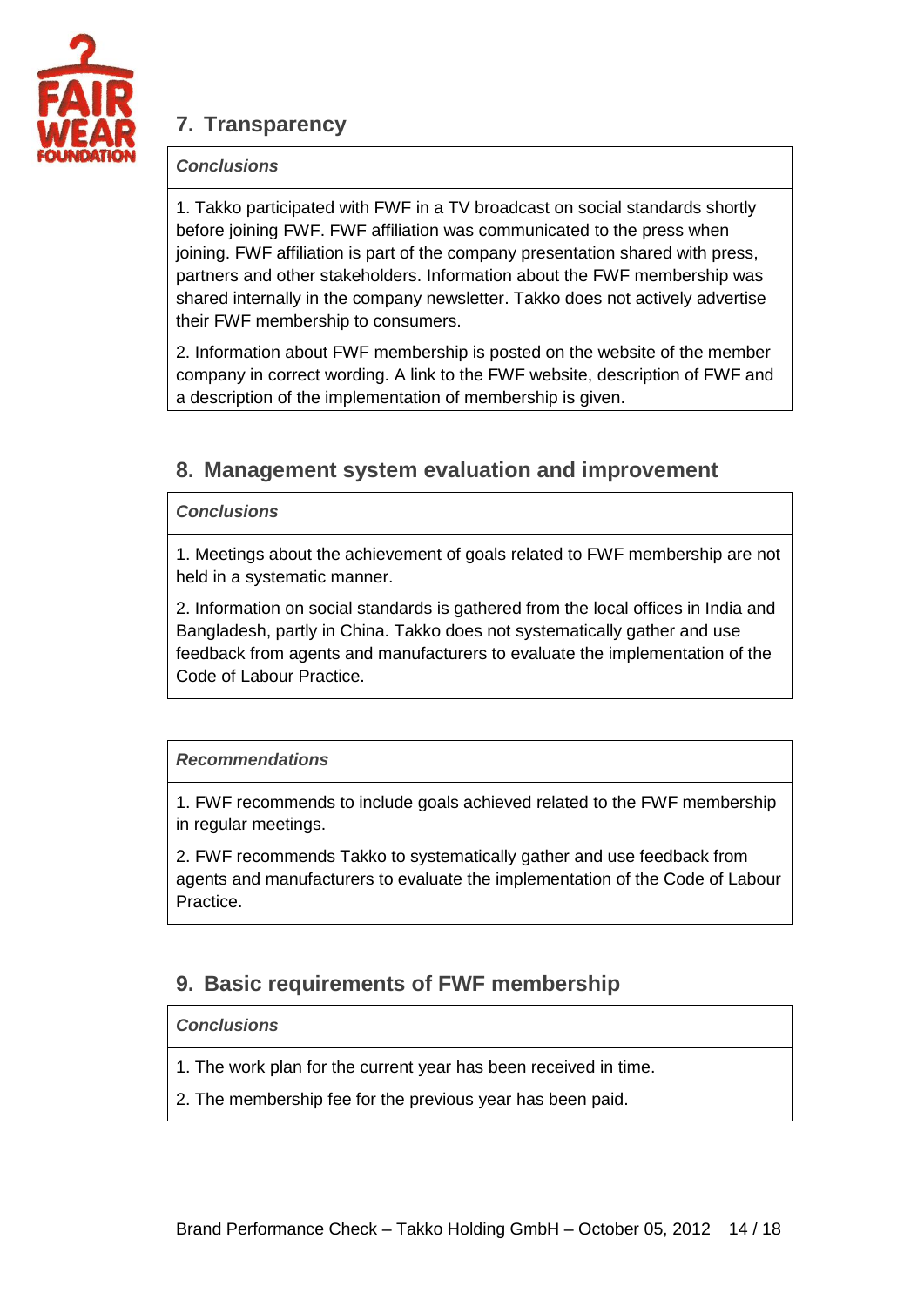## 7. Transparency

***Conclusions***

1. Takko participated with FWF in a TV broadcast on social standards shortly before joining FWF. FWF affiliation was communicated to the press when joining. FWF affiliation is part of the company presentation shared with press, partners and other stakeholders. Information about the FWF membership was shared internally in the company newsletter. Takko does not actively advertise their FWF membership to consumers.

2. Information about FWF membership is posted on the website of the member company in correct wording. A link to the FWF website, description of FWF and a description of the implementation of membership is given.

## 8. Management system evaluation and improvement

***Conclusions***

1. Meetings about the achievement of goals related to FWF membership are not held in a systematic manner.

2. Information on social standards is gathered from the local offices in India and Bangladesh, partly in China. Takko does not systematically gather and use feedback from agents and manufacturers to evaluate the implementation of the Code of Labour Practice.

***Recommendations***

1. FWF recommends to include goals achieved related to the FWF membership in regular meetings.

2. FWF recommends Takko to systematically gather and use feedback from agents and manufacturers to evaluate the implementation of the Code of Labour Practice.

## 9. Basic requirements of FWF membership

***Conclusions***

1. The work plan for the current year has been received in time.

2. The membership fee for the previous year has been paid.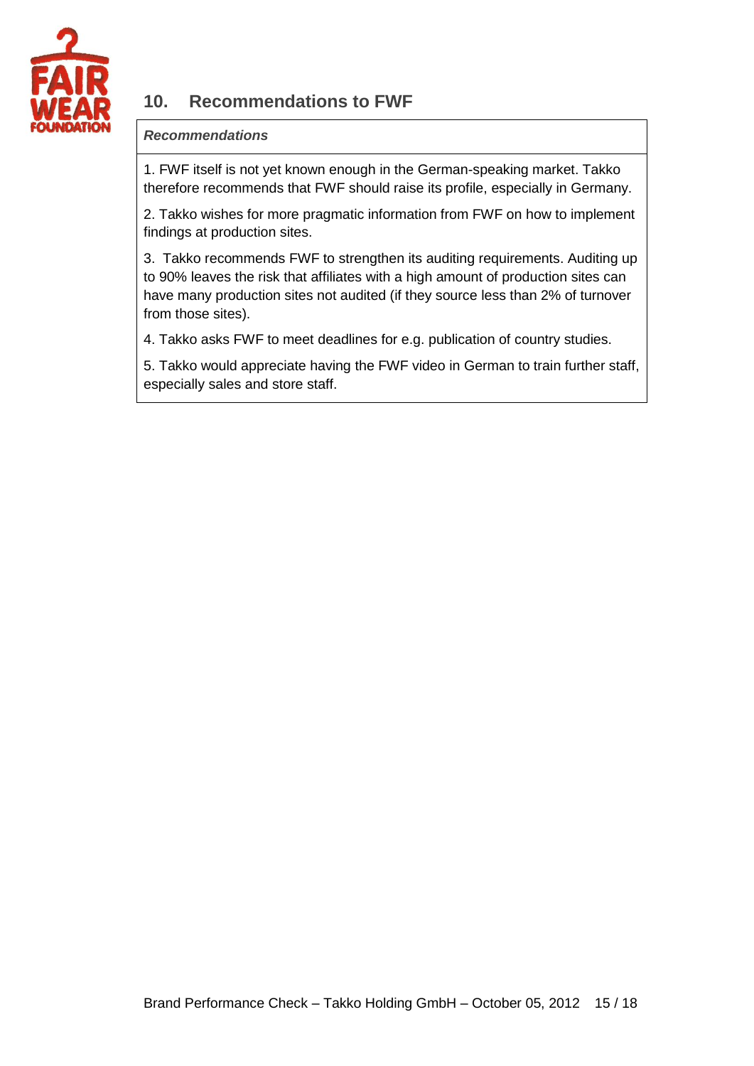## 10. Recommendations to FWF

| *Recommendations* |
|---|
| 1. FWF itself is not yet known enough in the German-speaking market. Takko therefore recommends that FWF should raise its profile, especially in Germany.<br><br>2. Takko wishes for more pragmatic information from FWF on how to implement findings at production sites.<br><br>3. Takko recommends FWF to strengthen its auditing requirements. Auditing up to 90% leaves the risk that affiliates with a high amount of production sites can have many production sites not audited (if they source less than 2% of turnover from those sites).<br><br>4. Takko asks FWF to meet deadlines for e.g. publication of country studies.<br><br>5. Takko would appreciate having the FWF video in German to train further staff, especially sales and store staff. |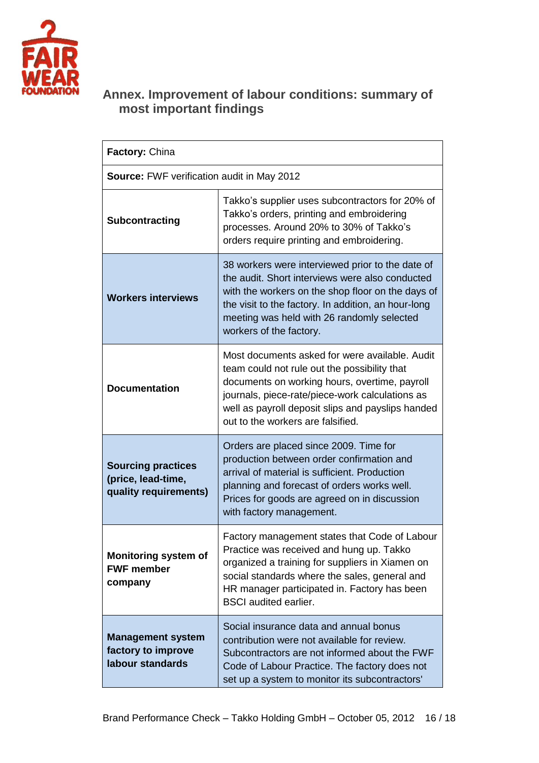# Annex. Improvement of labour conditions: summary of most important findings

| **Factory:** China | |
|---|---|
| **Source:** FWF verification audit in May 2012 | |
| **Subcontracting** | Takko's supplier uses subcontractors for 20% of Takko's orders, printing and embroidering processes. Around 20% to 30% of Takko's orders require printing and embroidering. |
| **Workers interviews** | 38 workers were interviewed prior to the date of the audit. Short interviews were also conducted with the workers on the shop floor on the days of the visit to the factory. In addition, an hour-long meeting was held with 26 randomly selected workers of the factory. |
| **Documentation** | Most documents asked for were available. Audit team could not rule out the possibility that documents on working hours, overtime, payroll journals, piece-rate/piece-work calculations as well as payroll deposit slips and payslips handed out to the workers are falsified. |
| **Sourcing practices (price, lead-time, quality requirements)** | Orders are placed since 2009. Time for production between order confirmation and arrival of material is sufficient. Production planning and forecast of orders works well. Prices for goods are agreed on in discussion with factory management. |
| **Monitoring system of FWF member company** | Factory management states that Code of Labour Practice was received and hung up. Takko organized a training for suppliers in Xiamen on social standards where the sales, general and HR manager participated in. Factory has been BSCI audited earlier. |
| **Management system factory to improve labour standards** | Social insurance data and annual bonus contribution were not available for review. Subcontractors are not informed about the FWF Code of Labour Practice. The factory does not set up a system to monitor its subcontractors' |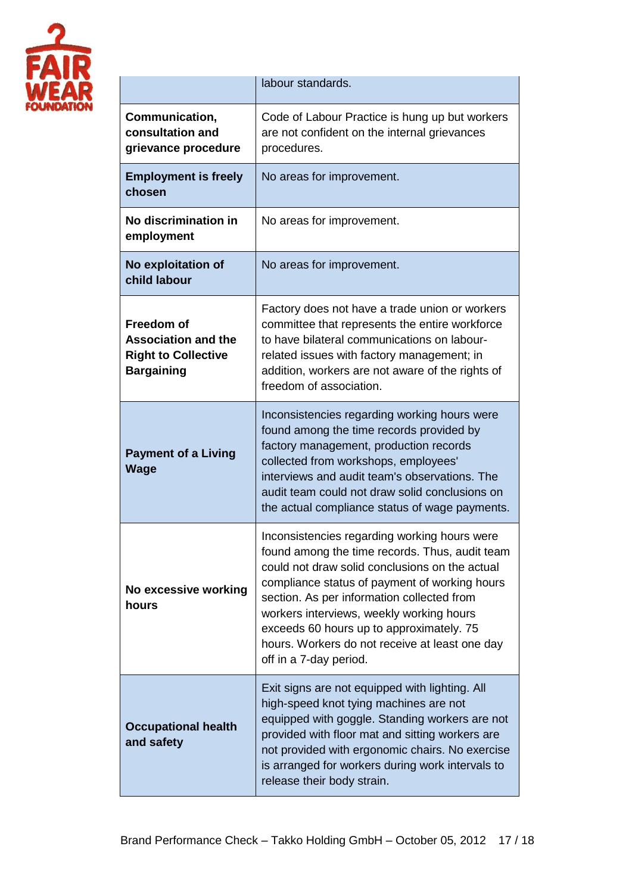| | |
|---|---|
| | labour standards. |
| **Communication, consultation and grievance procedure** | Code of Labour Practice is hung up but workers are not confident on the internal grievances procedures. |
| **Employment is freely chosen** | No areas for improvement. |
| **No discrimination in employment** | No areas for improvement. |
| **No exploitation of child labour** | No areas for improvement. |
| **Freedom of Association and the Right to Collective Bargaining** | Factory does not have a trade union or workers committee that represents the entire workforce to have bilateral communications on labour-related issues with factory management; in addition, workers are not aware of the rights of freedom of association. |
| **Payment of a Living Wage** | Inconsistencies regarding working hours were found among the time records provided by factory management, production records collected from workshops, employees' interviews and audit team's observations. The audit team could not draw solid conclusions on the actual compliance status of wage payments. |
| **No excessive working hours** | Inconsistencies regarding working hours were found among the time records. Thus, audit team could not draw solid conclusions on the actual compliance status of payment of working hours section. As per information collected from workers interviews, weekly working hours exceeds 60 hours up to approximately. 75 hours. Workers do not receive at least one day off in a 7-day period. |
| **Occupational health and safety** | Exit signs are not equipped with lighting. All high-speed knot tying machines are not equipped with goggle. Standing workers are not provided with floor mat and sitting workers are not provided with ergonomic chairs. No exercise is arranged for workers during work intervals to release their body strain. |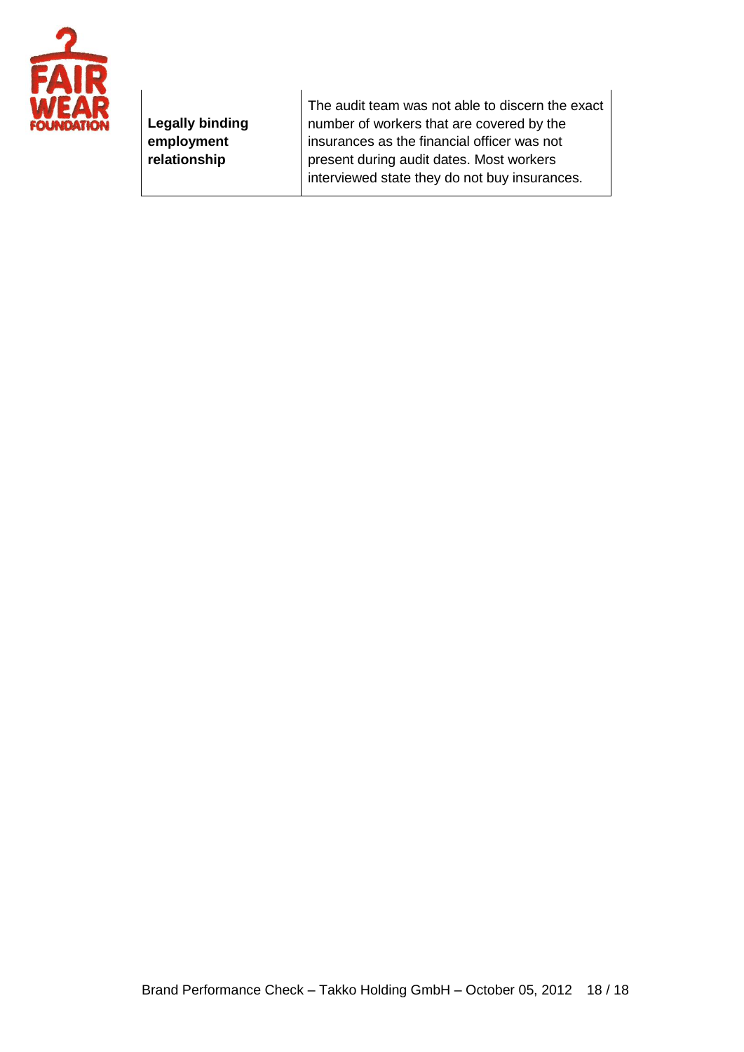| | |
|---|---|
| **Legally binding employment relationship** | The audit team was not able to discern the exact number of workers that are covered by the insurances as the financial officer was not present during audit dates. Most workers interviewed state they do not buy insurances. |